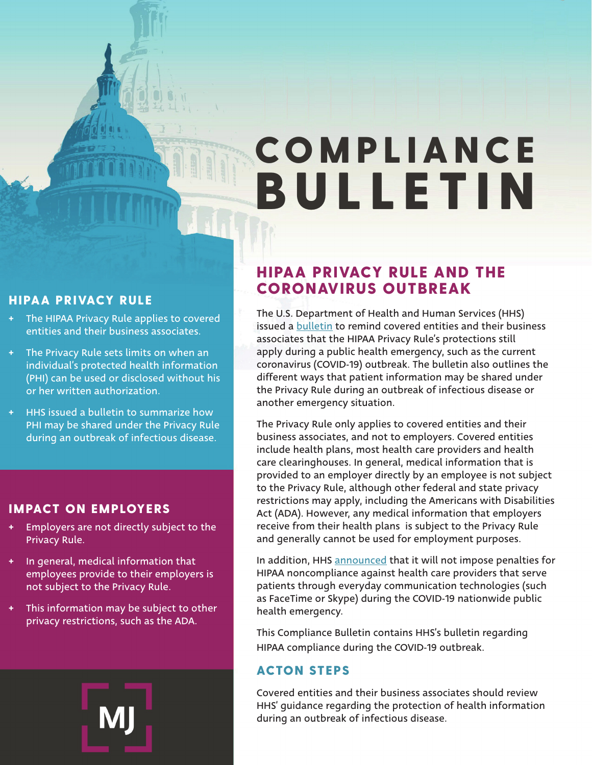# COMPLIANCE BULLETIN

## HIPAA PRIVACY RULE AND THE CORONAVIRUS OUTBREAK

The U.S. Department of Health and Human Services (HHS) issued a bulletin to remind covered entities and their business associates that the HIPAA Privacy Rule's protections still apply during a public health emergency, such as the current coronavirus (COVID-19) outbreak. The bulletin also outlines the different ways that patient information may be shared under the Privacy Rule during an outbreak of infectious disease or another emergency situation.

The Privacy Rule only applies to covered entities and their business associates, and not to employers. Covered entities include health plans, most health care providers and health care clearinghouses. In general, medical information that is provided to an employer directly by an employee is not subject to the Privacy Rule, although other federal and state privacy restrictions may apply, including the Americans with Disabilities Act (ADA). However, any medical information that employers receive from their health plans is subject to the Privacy Rule and generally cannot be used for employment purposes.

In addition, HHS announced that it will not impose penalties for HIPAA noncompliance against health care providers that serve patients through everyday communication technologies (such as FaceTime or Skype) during the COVID-19 nationwide public health emergency.

This Compliance Bulletin contains HHS's bulletin regarding HIPAA compliance during the COVID-19 outbreak.

### ACTON STEPS

Covered entities and their business associates should review HHS' guidance regarding the protection of health information during an outbreak of infectious disease.

### HIPAA PRIVACY RULE

+ The HIPAA Privacy Rule applies to covered entities and their business associates.
+ The Privacy Rule sets limits on when an individual's protected health information (PHI) can be used or disclosed without his or her written authorization.
+ HHS issued a bulletin to summarize how PHI may be shared under the Privacy Rule during an outbreak of infectious disease.

### IMPACT ON EMPLOYERS

+ Employers are not directly subject to the Privacy Rule.
+ In general, medical information that employees provide to their employers is not subject to the Privacy Rule.
+ This information may be subject to other privacy restrictions, such as the ADA.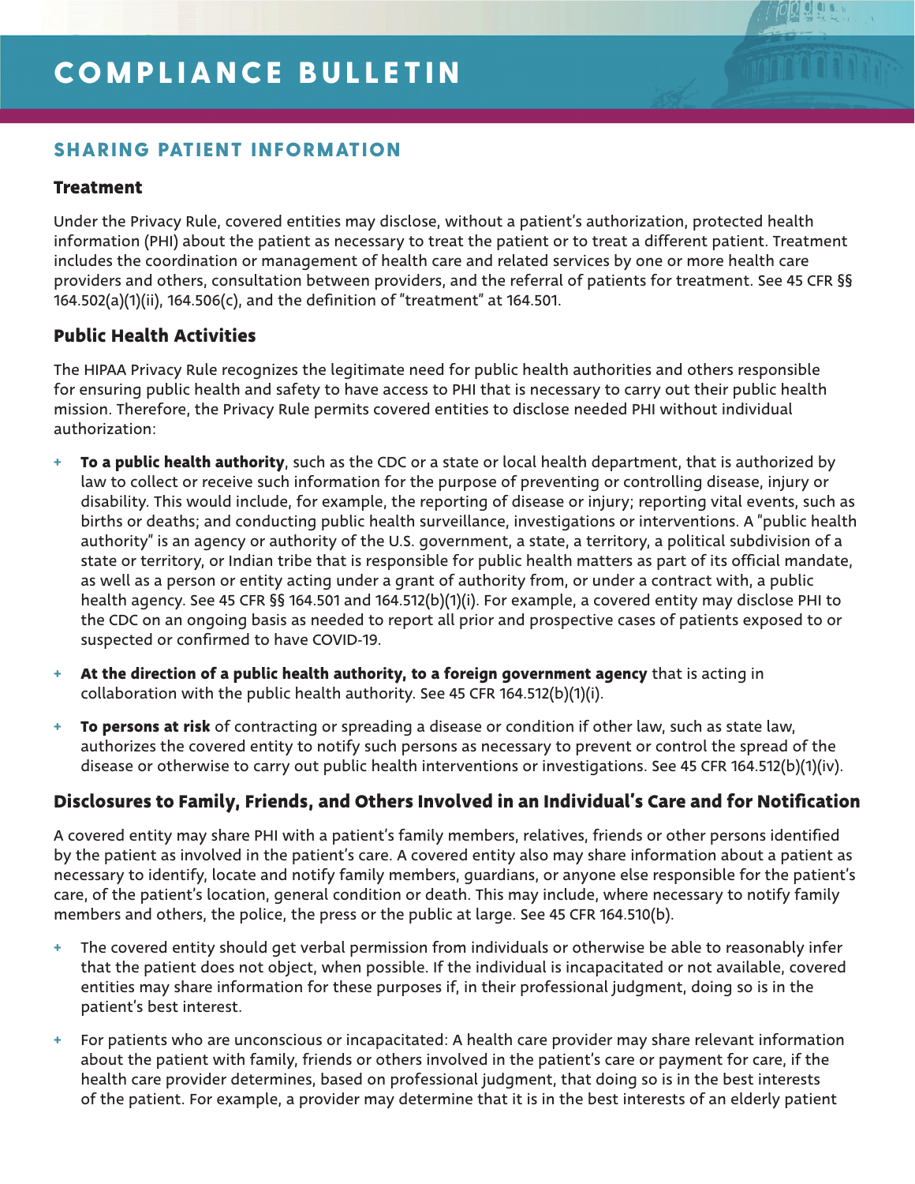# COMPLIANCE BULLETIN

## SHARING PATIENT INFORMATION

### Treatment

Under the Privacy Rule, covered entities may disclose, without a patient's authorization, protected health information (PHI) about the patient as necessary to treat the patient or to treat a different patient. Treatment includes the coordination or management of health care and related services by one or more health care providers and others, consultation between providers, and the referral of patients for treatment. See 45 CFR §§ 164.502(a)(1)(ii), 164.506(c), and the definition of "treatment" at 164.501.

### Public Health Activities

The HIPAA Privacy Rule recognizes the legitimate need for public health authorities and others responsible for ensuring public health and safety to have access to PHI that is necessary to carry out their public health mission. Therefore, the Privacy Rule permits covered entities to disclose needed PHI without individual authorization:

+ **To a public health authority**, such as the CDC or a state or local health department, that is authorized by law to collect or receive such information for the purpose of preventing or controlling disease, injury or disability. This would include, for example, the reporting of disease or injury; reporting vital events, such as births or deaths; and conducting public health surveillance, investigations or interventions. A "public health authority" is an agency or authority of the U.S. government, a state, a territory, a political subdivision of a state or territory, or Indian tribe that is responsible for public health matters as part of its official mandate, as well as a person or entity acting under a grant of authority from, or under a contract with, a public health agency. See 45 CFR §§ 164.501 and 164.512(b)(1)(i). For example, a covered entity may disclose PHI to the CDC on an ongoing basis as needed to report all prior and prospective cases of patients exposed to or suspected or confirmed to have COVID-19.
+ **At the direction of a public health authority, to a foreign government agency** that is acting in collaboration with the public health authority. See 45 CFR 164.512(b)(1)(i).
+ **To persons at risk** of contracting or spreading a disease or condition if other law, such as state law, authorizes the covered entity to notify such persons as necessary to prevent or control the spread of the disease or otherwise to carry out public health interventions or investigations. See 45 CFR 164.512(b)(1)(iv).

### Disclosures to Family, Friends, and Others Involved in an Individual's Care and for Notification

A covered entity may share PHI with a patient's family members, relatives, friends or other persons identified by the patient as involved in the patient's care. A covered entity also may share information about a patient as necessary to identify, locate and notify family members, guardians, or anyone else responsible for the patient's care, of the patient's location, general condition or death. This may include, where necessary to notify family members and others, the police, the press or the public at large. See 45 CFR 164.510(b).

+ The covered entity should get verbal permission from individuals or otherwise be able to reasonably infer that the patient does not object, when possible. If the individual is incapacitated or not available, covered entities may share information for these purposes if, in their professional judgment, doing so is in the patient's best interest.
+ For patients who are unconscious or incapacitated: A health care provider may share relevant information about the patient with family, friends or others involved in the patient's care or payment for care, if the health care provider determines, based on professional judgment, that doing so is in the best interests of the patient. For example, a provider may determine that it is in the best interests of an elderly patient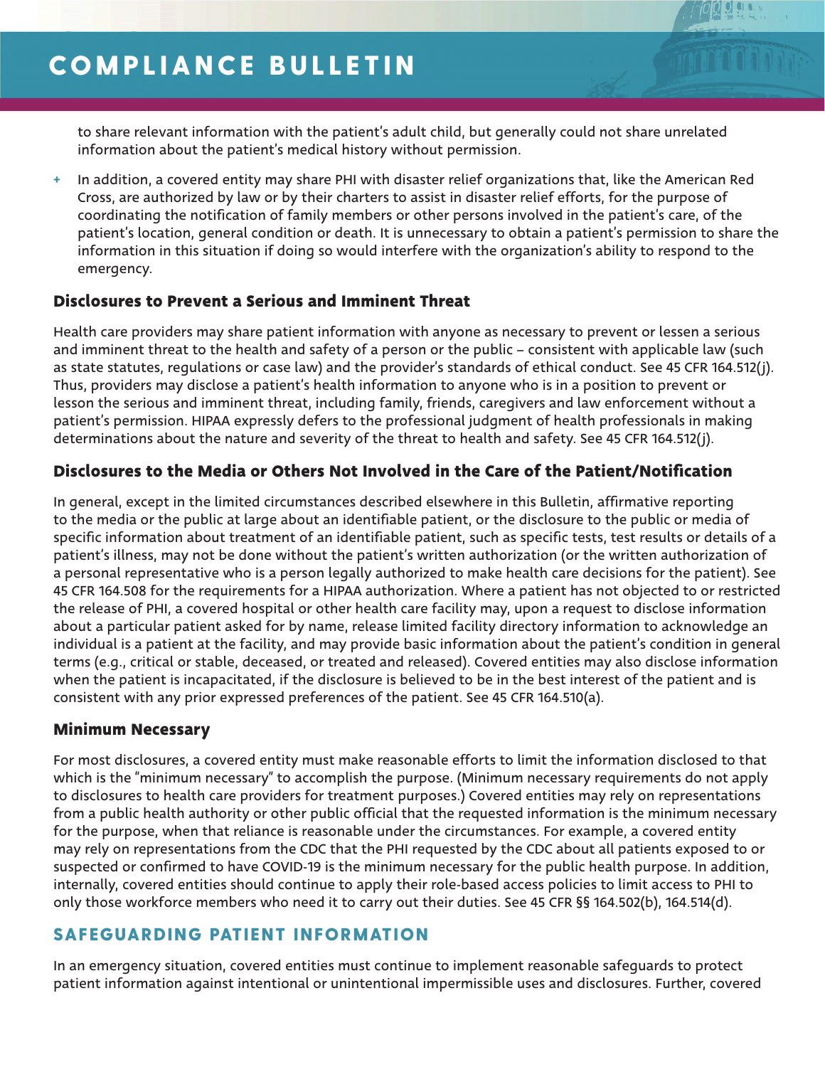to share relevant information with the patient's adult child, but generally could not share unrelated information about the patient's medical history without permission.

+ In addition, a covered entity may share PHI with disaster relief organizations that, like the American Red Cross, are authorized by law or by their charters to assist in disaster relief efforts, for the purpose of coordinating the notification of family members or other persons involved in the patient's care, of the patient's location, general condition or death. It is unnecessary to obtain a patient's permission to share the information in this situation if doing so would interfere with the organization's ability to respond to the emergency.

### Disclosures to Prevent a Serious and Imminent Threat

Health care providers may share patient information with anyone as necessary to prevent or lessen a serious and imminent threat to the health and safety of a person or the public – consistent with applicable law (such as state statutes, regulations or case law) and the provider's standards of ethical conduct. See 45 CFR 164.512(j). Thus, providers may disclose a patient's health information to anyone who is in a position to prevent or lesson the serious and imminent threat, including family, friends, caregivers and law enforcement without a patient's permission. HIPAA expressly defers to the professional judgment of health professionals in making determinations about the nature and severity of the threat to health and safety. See 45 CFR 164.512(j).

### Disclosures to the Media or Others Not Involved in the Care of the Patient/Notification

In general, except in the limited circumstances described elsewhere in this Bulletin, affirmative reporting to the media or the public at large about an identifiable patient, or the disclosure to the public or media of specific information about treatment of an identifiable patient, such as specific tests, test results or details of a patient's illness, may not be done without the patient's written authorization (or the written authorization of a personal representative who is a person legally authorized to make health care decisions for the patient). See 45 CFR 164.508 for the requirements for a HIPAA authorization. Where a patient has not objected to or restricted the release of PHI, a covered hospital or other health care facility may, upon a request to disclose information about a particular patient asked for by name, release limited facility directory information to acknowledge an individual is a patient at the facility, and may provide basic information about the patient's condition in general terms (e.g., critical or stable, deceased, or treated and released). Covered entities may also disclose information when the patient is incapacitated, if the disclosure is believed to be in the best interest of the patient and is consistent with any prior expressed preferences of the patient. See 45 CFR 164.510(a).

### Minimum Necessary

For most disclosures, a covered entity must make reasonable efforts to limit the information disclosed to that which is the "minimum necessary" to accomplish the purpose. (Minimum necessary requirements do not apply to disclosures to health care providers for treatment purposes.) Covered entities may rely on representations from a public health authority or other public official that the requested information is the minimum necessary for the purpose, when that reliance is reasonable under the circumstances. For example, a covered entity may rely on representations from the CDC that the PHI requested by the CDC about all patients exposed to or suspected or confirmed to have COVID-19 is the minimum necessary for the public health purpose. In addition, internally, covered entities should continue to apply their role-based access policies to limit access to PHI to only those workforce members who need it to carry out their duties. See 45 CFR §§ 164.502(b), 164.514(d).

## SAFEGUARDING PATIENT INFORMATION

In an emergency situation, covered entities must continue to implement reasonable safeguards to protect patient information against intentional or unintentional impermissible uses and disclosures. Further, covered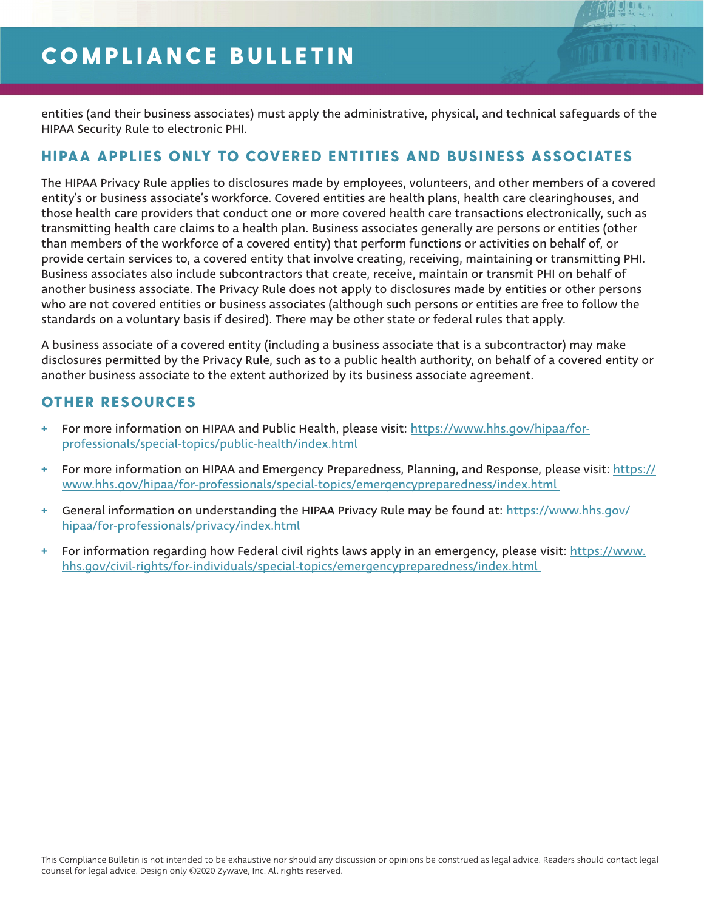entities (and their business associates) must apply the administrative, physical, and technical safeguards of the HIPAA Security Rule to electronic PHI.

## HIPAA APPLIES ONLY TO COVERED ENTITIES AND BUSINESS ASSOCIATES

The HIPAA Privacy Rule applies to disclosures made by employees, volunteers, and other members of a covered entity's or business associate's workforce. Covered entities are health plans, health care clearinghouses, and those health care providers that conduct one or more covered health care transactions electronically, such as transmitting health care claims to a health plan. Business associates generally are persons or entities (other than members of the workforce of a covered entity) that perform functions or activities on behalf of, or provide certain services to, a covered entity that involve creating, receiving, maintaining or transmitting PHI. Business associates also include subcontractors that create, receive, maintain or transmit PHI on behalf of another business associate. The Privacy Rule does not apply to disclosures made by entities or other persons who are not covered entities or business associates (although such persons or entities are free to follow the standards on a voluntary basis if desired). There may be other state or federal rules that apply.

A business associate of a covered entity (including a business associate that is a subcontractor) may make disclosures permitted by the Privacy Rule, such as to a public health authority, on behalf of a covered entity or another business associate to the extent authorized by its business associate agreement.

## OTHER RESOURCES

- For more information on HIPAA and Public Health, please visit: https://www.hhs.gov/hipaa/for-professionals/special-topics/public-health/index.html
- For more information on HIPAA and Emergency Preparedness, Planning, and Response, please visit: https://www.hhs.gov/hipaa/for-professionals/special-topics/emergencypreparedness/index.html
- General information on understanding the HIPAA Privacy Rule may be found at: https://www.hhs.gov/hipaa/for-professionals/privacy/index.html
- For information regarding how Federal civil rights laws apply in an emergency, please visit: https://www.hhs.gov/civil-rights/for-individuals/special-topics/emergencypreparedness/index.html

This Compliance Bulletin is not intended to be exhaustive nor should any discussion or opinions be construed as legal advice. Readers should contact legal counsel for legal advice. Design only ©2020 Zywave, Inc. All rights reserved.